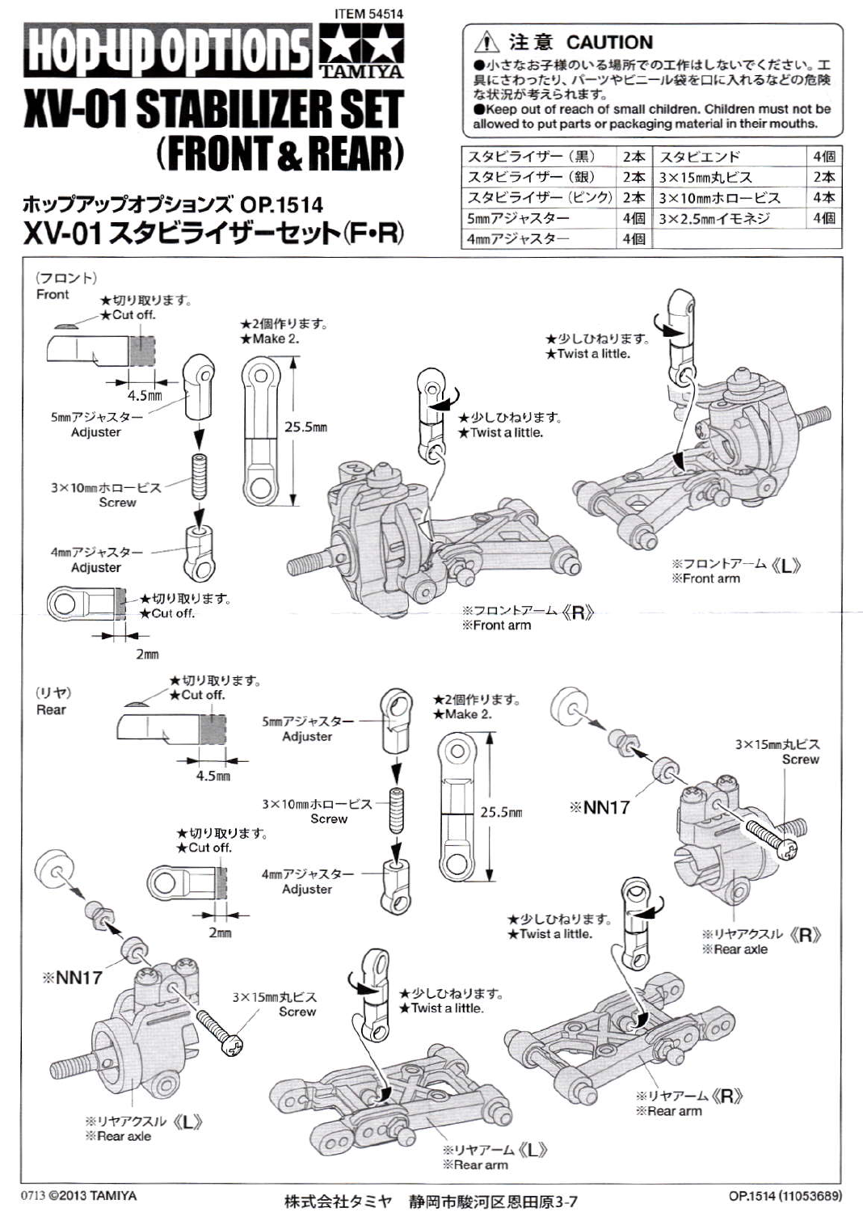ITEM 54514

# HOP-UP OPTIONS TAMIYA
# XV-01 STABILIZER SET (FRONT & REAR)

## ホップアップオプションズ OP.1514
## XV-01 スタビライザーセット(F•R)

**⚠ 注意 CAUTION**

●小さなお子様のいる場所での工作はしないでください。工具にさわったり、パーツやビニール袋を口に入れるなどの危険な状況が考えられます。
●Keep out of reach of small children. Children must not be allowed to put parts or packaging material in their mouths.

| | | | |
|---|---|---|---|
| スタビライザー（黒） | 2本 | スタビエンド | 4個 |
| スタビライザー（銀） | 2本 | 3×15mm丸ビス | 2本 |
| スタビライザー（ピンク） | 2本 | 3×10mmホロービス | 4本 |
| 5mmアジャスター | 4個 | 3×2.5mmイモネジ | 4個 |
| 4mmアジャスター | 4個 | | |

（フロント）
Front

★切り取ります。
★Cut off.

4.5mm

5mmアジャスター
Adjuster

3×10mmホロービス
Screw

4mmアジャスター
Adjuster

★切り取ります。
★Cut off.

2mm

★2個作ります。
★Make 2.

25.5mm

★少しひねります。
★Twist a little.

★少しひねります。
★Twist a little.

※フロントアーム《R》
※Front arm

※フロントアーム《L》
※Front arm

（リヤ）
Rear

★切り取ります。
★Cut off.

4.5mm

★切り取ります。
★Cut off.

2mm

5mmアジャスター
Adjuster

3×10mmホロービス
Screw

4mmアジャスター
Adjuster

★2個作ります。
★Make 2.

25.5mm

※NN17

3×15mm丸ビス
Screw

※リヤアクスル《L》
※Rear axle

★少しひねります。
★Twist a little.

※リヤアーム《L》
※Rear arm

※NN17

3×15mm丸ビス
Screw

※リヤアクスル《R》
※Rear axle

★少しひねります。
★Twist a little.

※リヤアーム《R》
※Rear arm

0713 ©2013 TAMIYA　　株式会社タミヤ　静岡市駿河区恩田原3-7　　OP.1514 (11053689)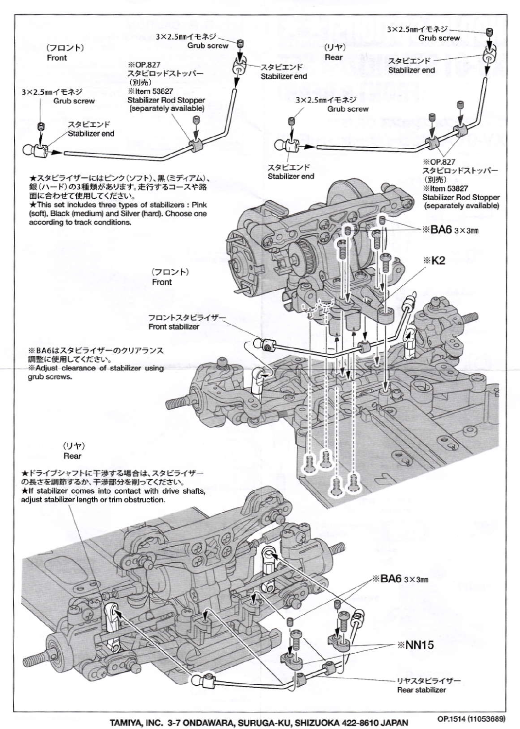（フロント）
Front

3×2.5mmイモネジ
Grub screw

スタビエンド
Stabilizer end

※OP.827
スタビロッドストッパー
（別売）
※Item 53827
Stabilizer Rod Stopper
(separately available)

3×2.5mmイモネジ
Grub screw

スタビエンド
Stabilizer end

（リヤ）
Rear

3×2.5mmイモネジ
Grub screw

スタビエンド
Stabilizer end

3×2.5mmイモネジ
Grub screw

スタビエンド
Stabilizer end

※OP.827
スタビロッドストッパー
（別売）
※Item 53827
Stabilizer Rod Stopper
(separately available)

★スタビライザーにはピンク（ソフト）、黒（ミディアム）、銀（ハード）の3種類があります。走行するコースや路面に合わせて使用してください。
★This set includes three types of stabilizers : Pink (soft), Black (medium) and Silver (hard). Choose one according to track conditions.

※BA6 3×3mm

※K2

（フロント）
Front

フロントスタビライザー
Front stabilizer

※BA6はスタビライザーのクリアランス調整に使用してください。
※Adjust clearance of stabilizer using grub screws.

（リヤ）
Rear

★ドライブシャフトに干渉する場合は、スタビライザーの長さを調節するか、干渉部分を削ってください。
★If stabilizer comes into contact with drive shafts, adjust stabilizer length or trim obstruction.

※BA6 3×3mm

※NN15

リヤスタビライザー
Rear stabilizer

TAMIYA, INC. 3-7 ONDAWARA, SURUGA-KU, SHIZUOKA 422-8610 JAPAN

OP.1514 (11053689)